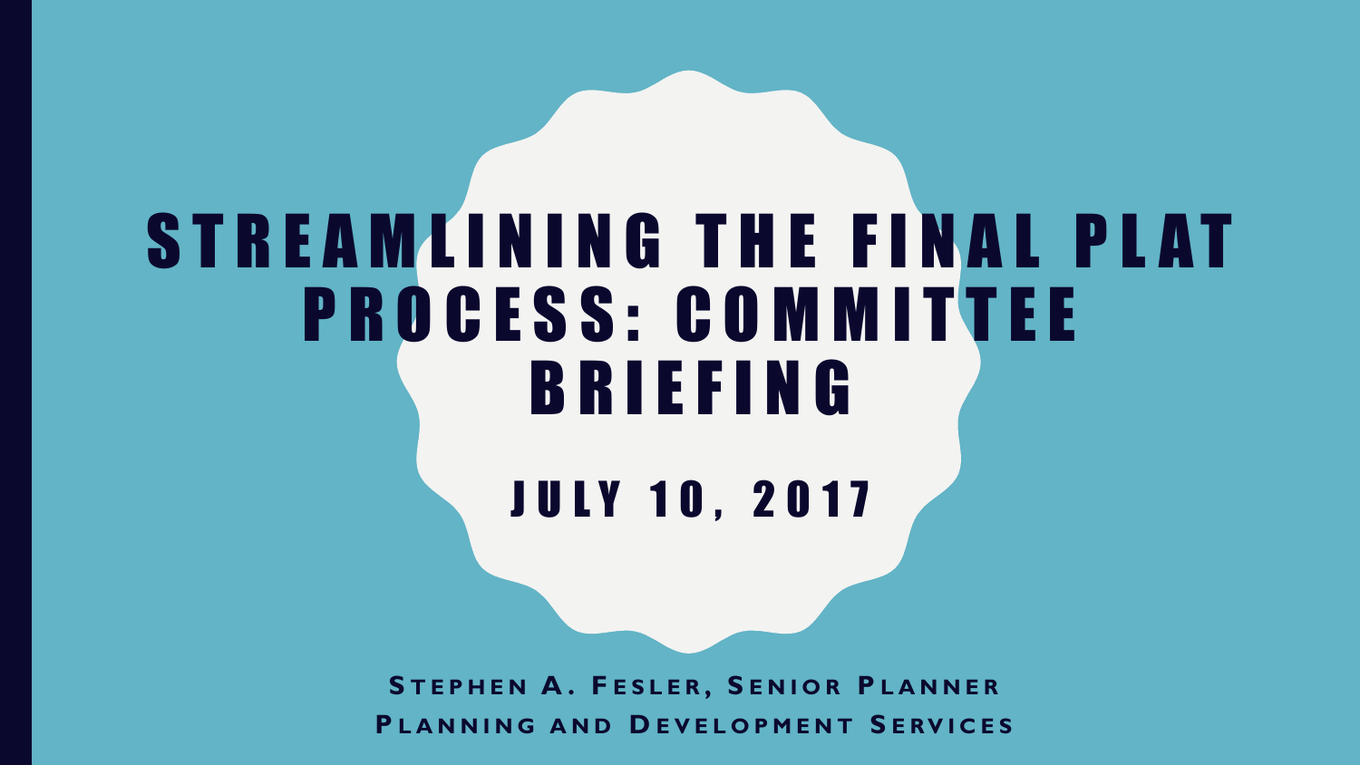# STREAMLINING THE FINAL PLAT PROCESS: COMMITTEE BRIEFING

## JULY 10, 2017

**STEPHEN A. FESLER, SENIOR PLANNER**

**PLANNING AND DEVELOPMENT SERVICES**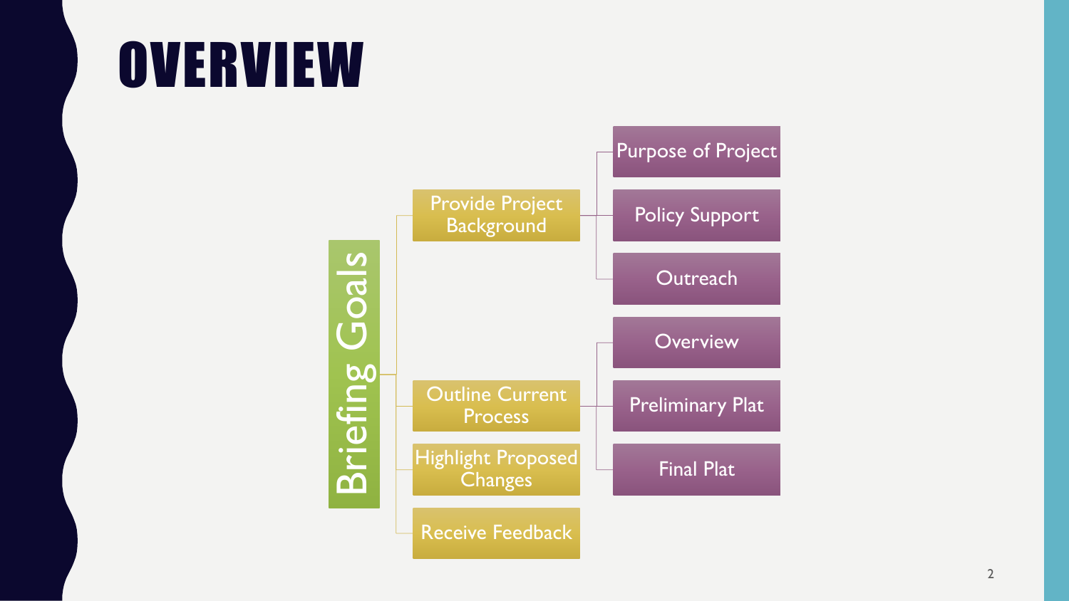# OVERVIEW

- **Briefing Goals**
  - Provide Project Background
    - Purpose of Project
    - Policy Support
    - Outreach
  - Outline Current Process
    - Overview
    - Preliminary Plat
    - Final Plat
  - Highlight Proposed Changes
  - Receive Feedback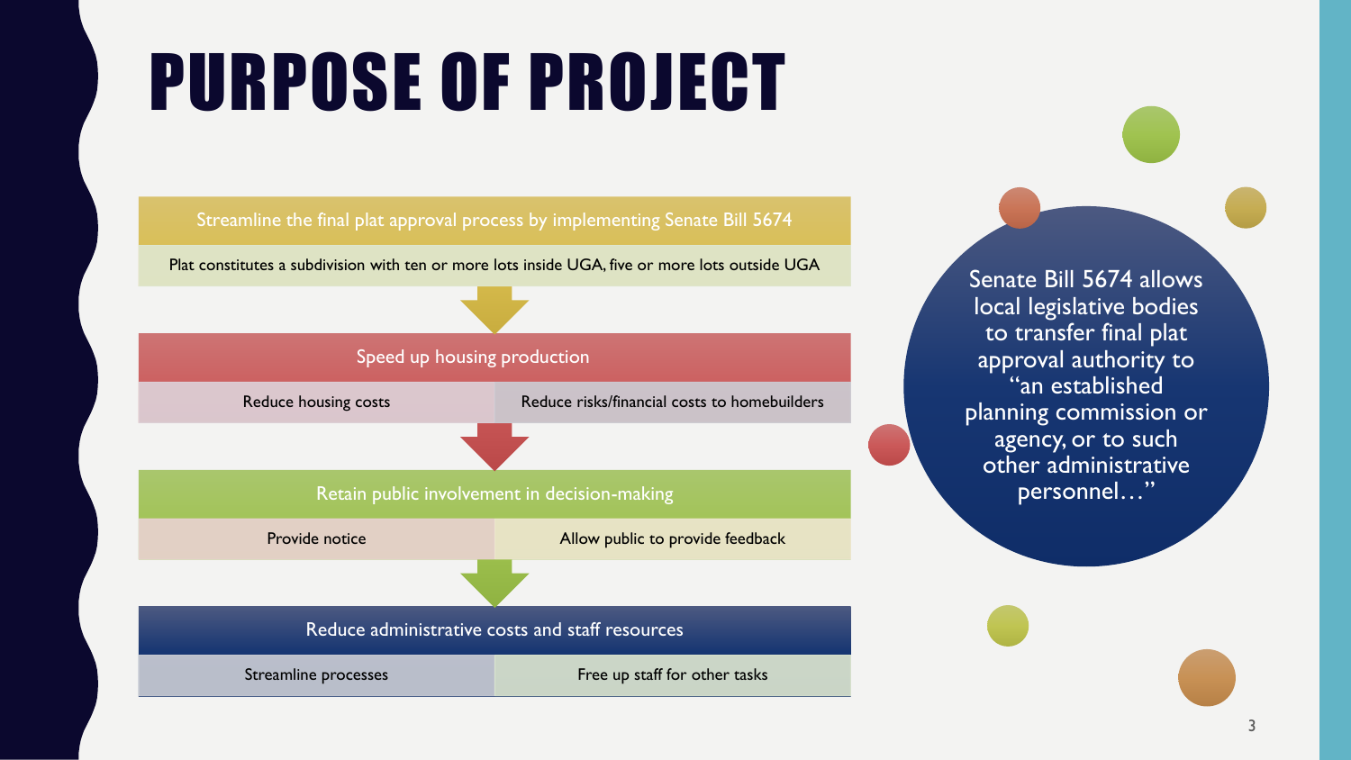# PURPOSE OF PROJECT

**Streamline the final plat approval process by implementing Senate Bill 5674**

- Plat constitutes a subdivision with ten or more lots inside UGA, five or more lots outside UGA

**Speed up housing production**

- Reduce housing costs
- Reduce risks/financial costs to homebuilders

**Retain public involvement in decision-making**

- Provide notice
- Allow public to provide feedback

**Reduce administrative costs and staff resources**

- Streamline processes
- Free up staff for other tasks

Senate Bill 5674 allows local legislative bodies to transfer final plat approval authority to "an established planning commission or agency, or to such other administrative personnel…"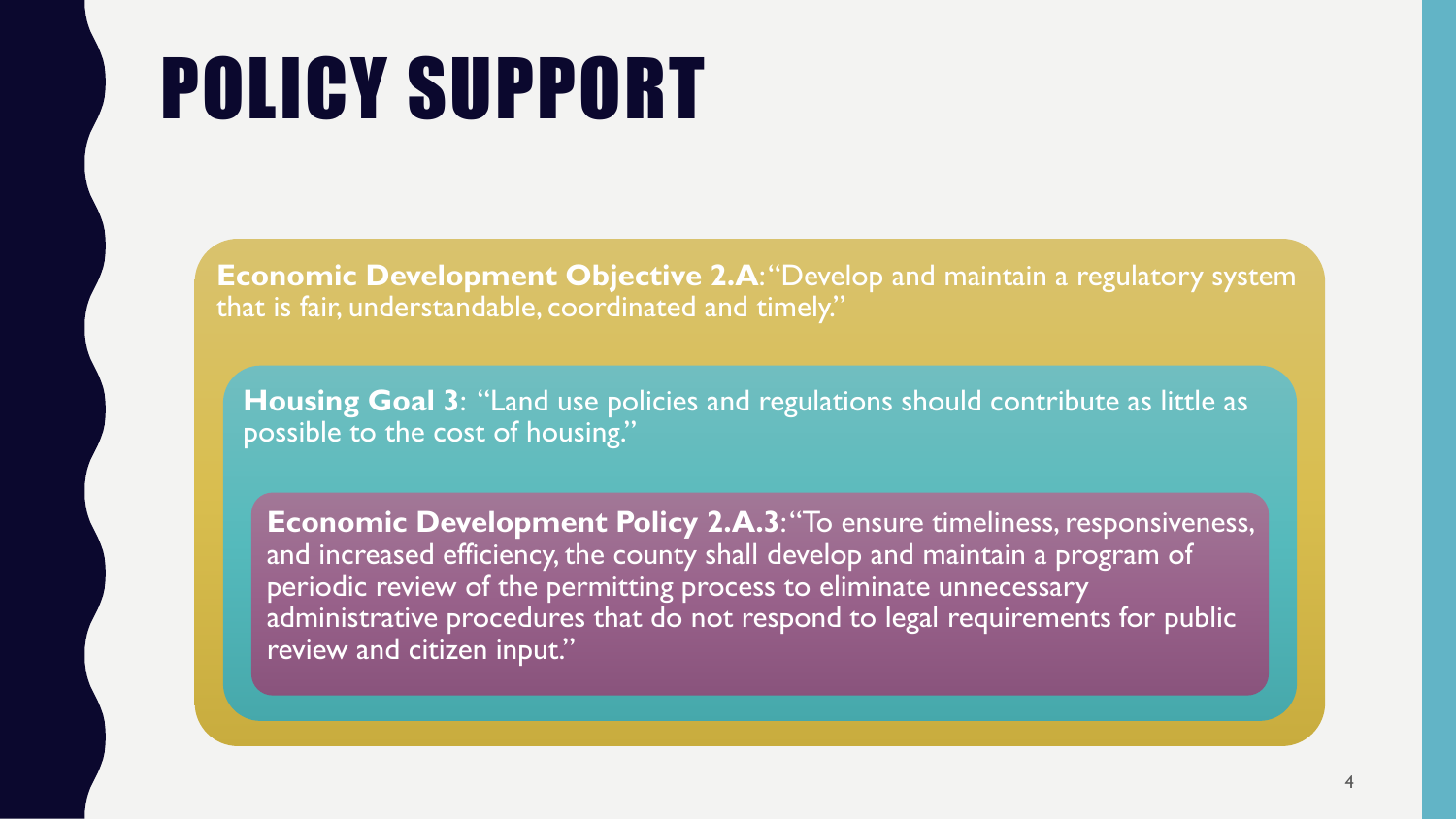# POLICY SUPPORT

**Economic Development Objective 2.A**: "Develop and maintain a regulatory system that is fair, understandable, coordinated and timely."

**Housing Goal 3**: "Land use policies and regulations should contribute as little as possible to the cost of housing."

**Economic Development Policy 2.A.3**: "To ensure timeliness, responsiveness, and increased efficiency, the county shall develop and maintain a program of periodic review of the permitting process to eliminate unnecessary administrative procedures that do not respond to legal requirements for public review and citizen input."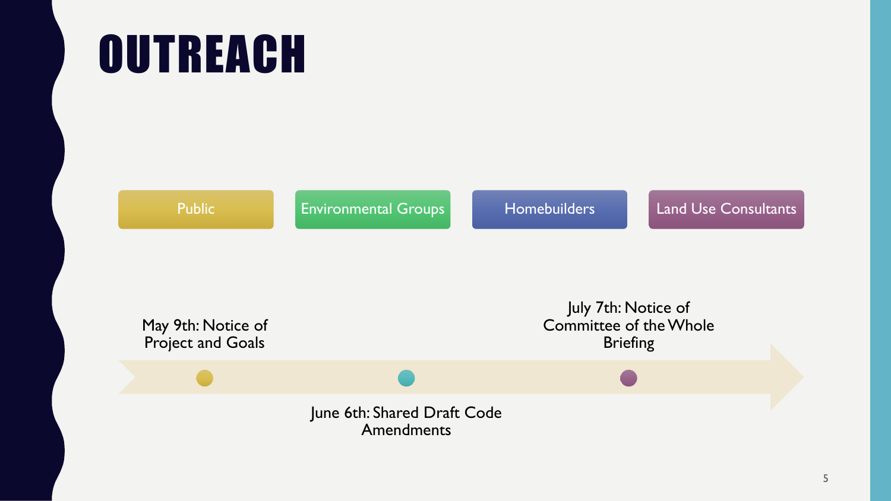# OUTREACH

- Public
- Environmental Groups
- Homebuilders
- Land Use Consultants

- May 9th: Notice of Project and Goals
- June 6th: Shared Draft Code Amendments
- July 7th: Notice of Committee of the Whole Briefing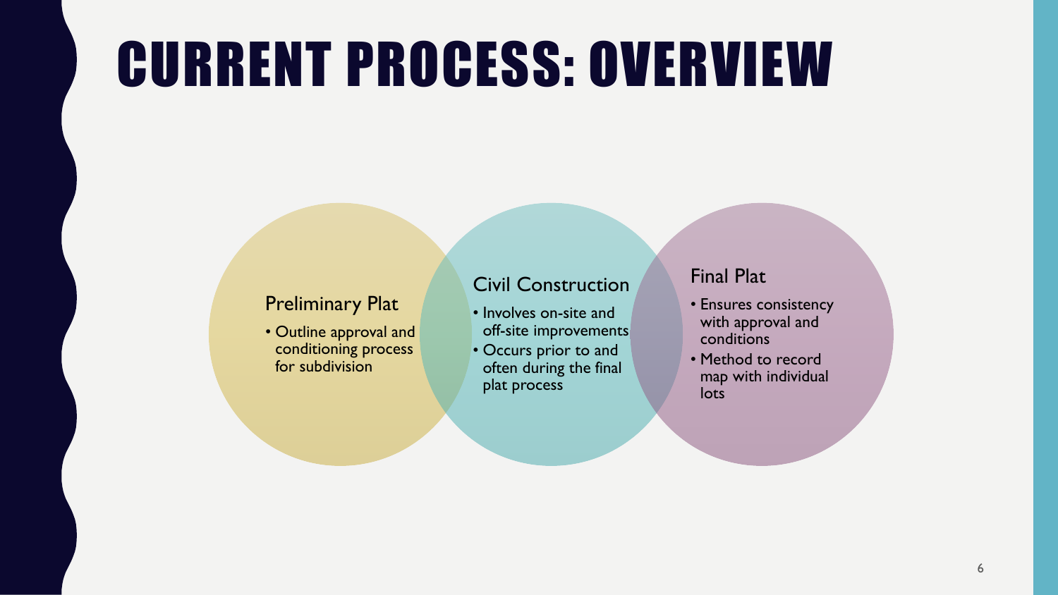# CURRENT PROCESS: OVERVIEW

### Preliminary Plat

- Outline approval and conditioning process for subdivision

### Civil Construction

- Involves on-site and off-site improvements
- Occurs prior to and often during the final plat process

### Final Plat

- Ensures consistency with approval and conditions
- Method to record map with individual lots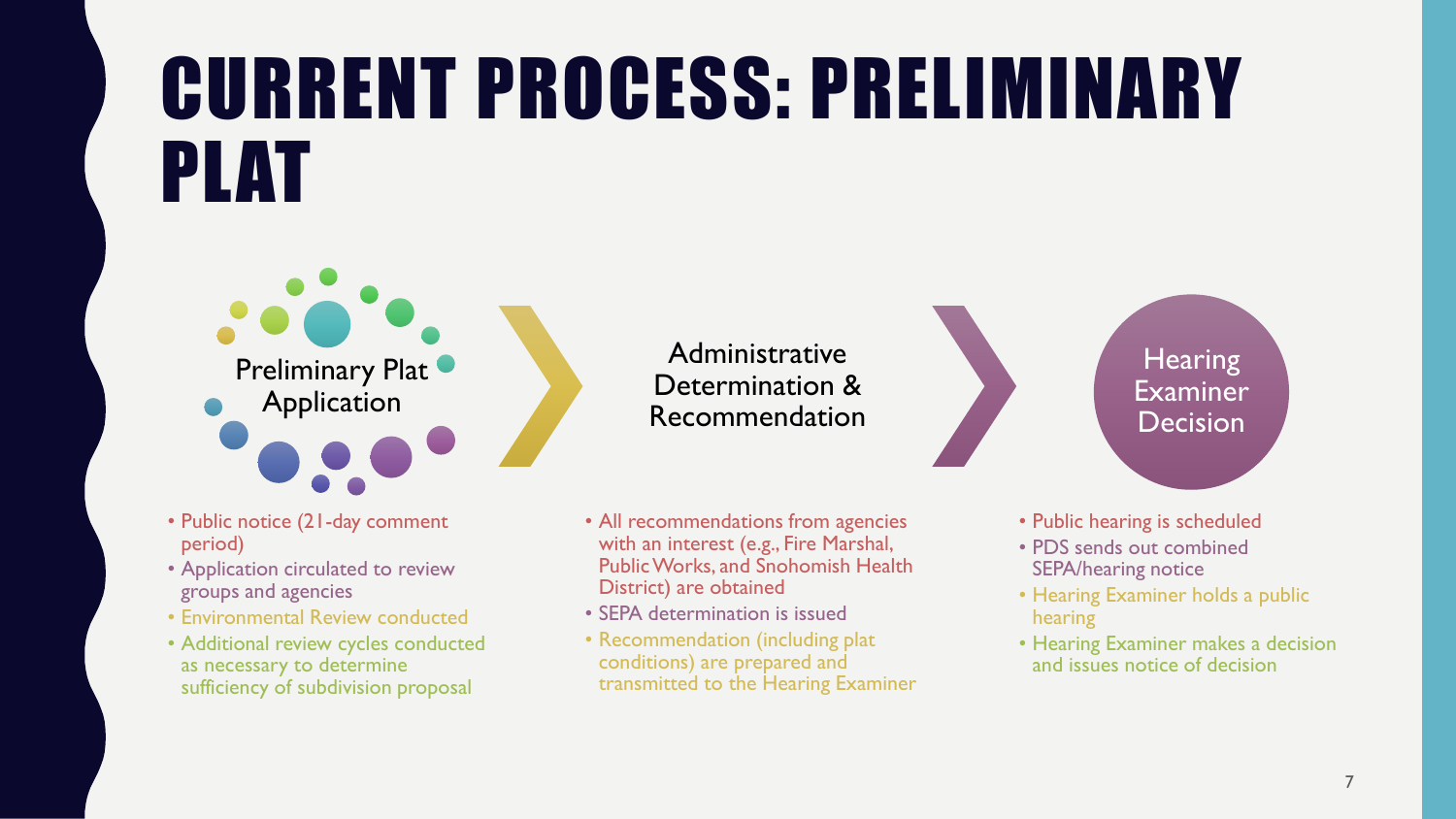# CURRENT PROCESS: PRELIMINARY PLAT

## Preliminary Plat Application

- Public notice (21-day comment period)
- Application circulated to review groups and agencies
- Environmental Review conducted
- Additional review cycles conducted as necessary to determine sufficiency of subdivision proposal

## Administrative Determination & Recommendation

- All recommendations from agencies with an interest (e.g., Fire Marshal, Public Works, and Snohomish Health District) are obtained
- SEPA determination is issued
- Recommendation (including plat conditions) are prepared and transmitted to the Hearing Examiner

## Hearing Examiner Decision

- Public hearing is scheduled
- PDS sends out combined SEPA/hearing notice
- Hearing Examiner holds a public hearing
- Hearing Examiner makes a decision and issues notice of decision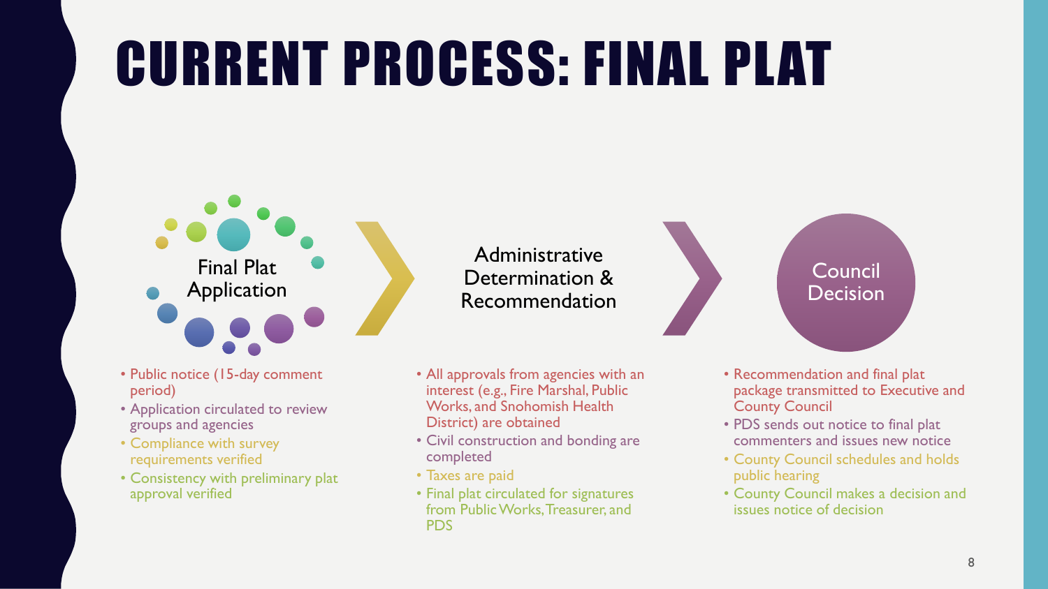# CURRENT PROCESS: FINAL PLAT

## Final Plat Application

- Public notice (15-day comment period)
- Application circulated to review groups and agencies
- Compliance with survey requirements verified
- Consistency with preliminary plat approval verified

## Administrative Determination & Recommendation

- All approvals from agencies with an interest (e.g., Fire Marshal, Public Works, and Snohomish Health District) are obtained
- Civil construction and bonding are completed
- Taxes are paid
- Final plat circulated for signatures from Public Works, Treasurer, and PDS

## Council Decision

- Recommendation and final plat package transmitted to Executive and County Council
- PDS sends out notice to final plat commenters and issues new notice
- County Council schedules and holds public hearing
- County Council makes a decision and issues notice of decision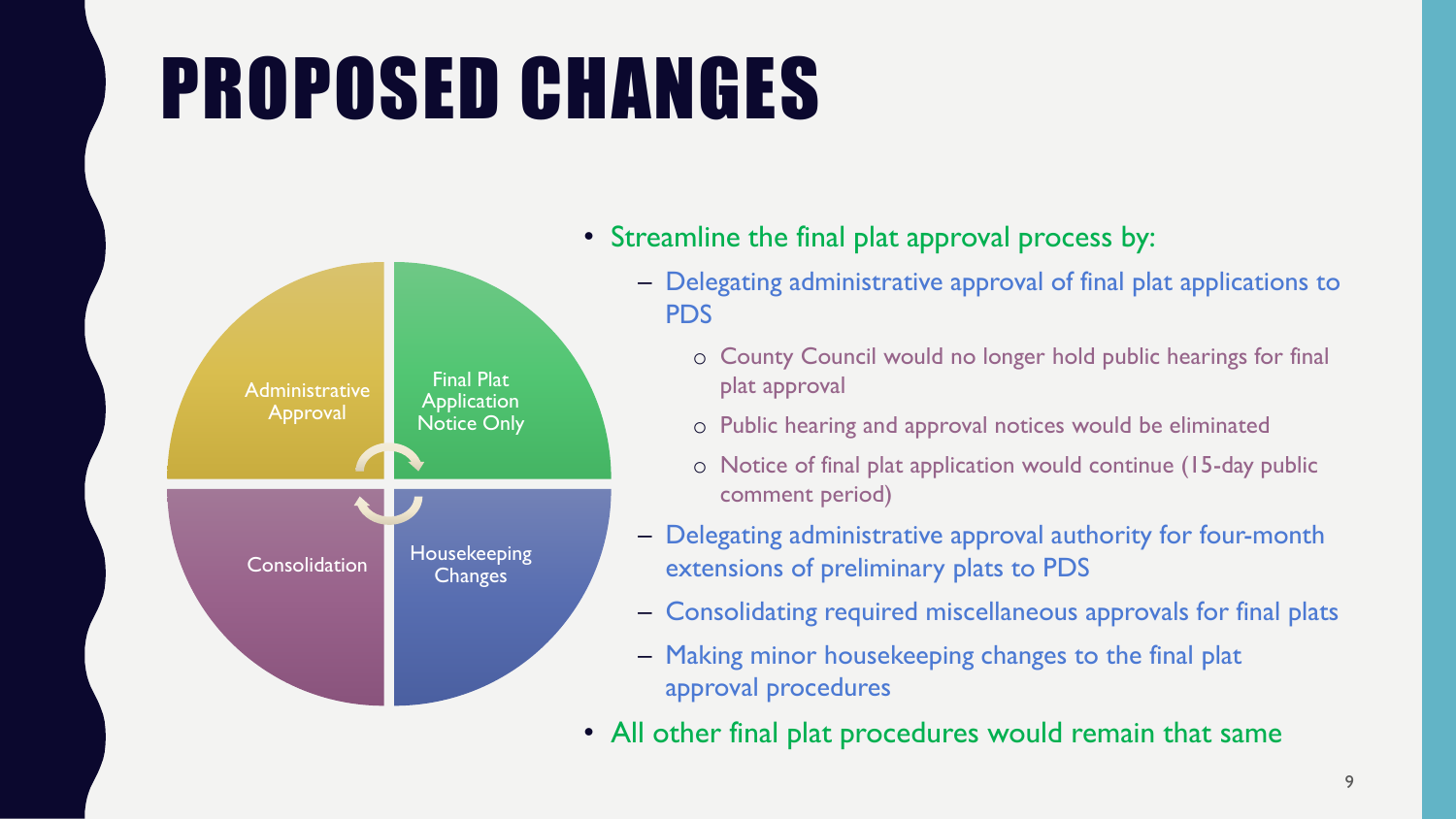# PROPOSED CHANGES

Administrative Approval

Final Plat Application Notice Only

Consolidation

Housekeeping Changes

- Streamline the final plat approval process by:
  - Delegating administrative approval of final plat applications to PDS
    - County Council would no longer hold public hearings for final plat approval
    - Public hearing and approval notices would be eliminated
    - Notice of final plat application would continue (15-day public comment period)
  - Delegating administrative approval authority for four-month extensions of preliminary plats to PDS
  - Consolidating required miscellaneous approvals for final plats
  - Making minor housekeeping changes to the final plat approval procedures
- All other final plat procedures would remain that same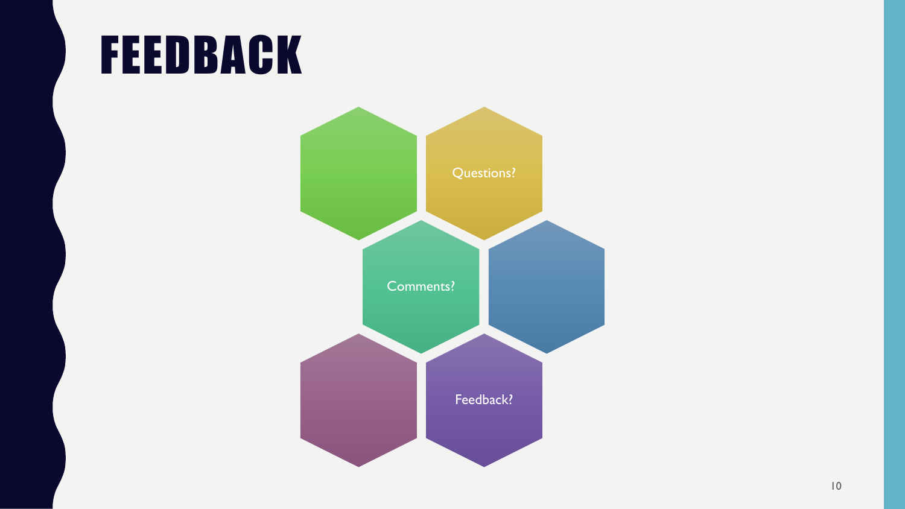# FEEDBACK

Questions?

Comments?

Feedback?